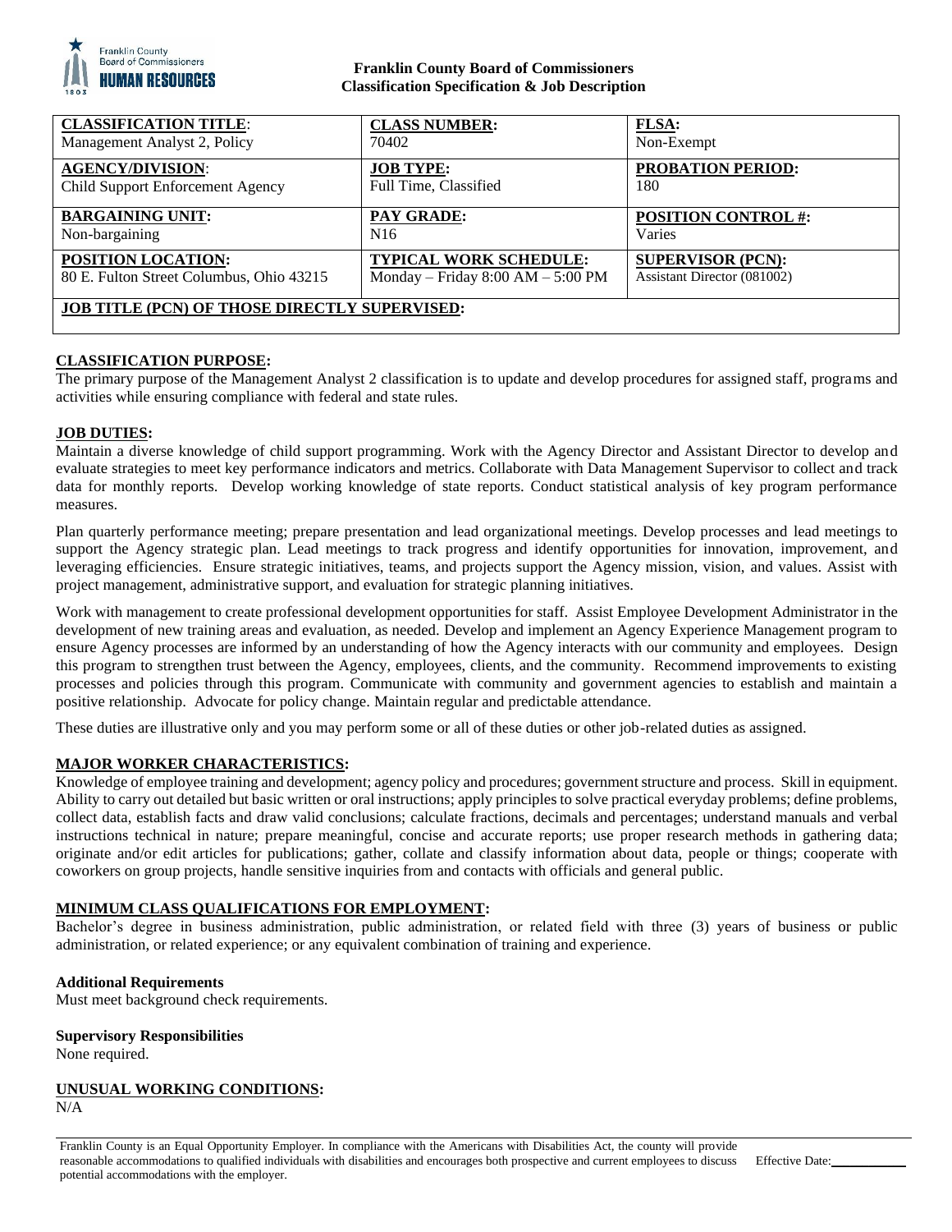**Franklin County Board of Commissioners**
**Classification Specification & Job Description**

| **CLASSIFICATION TITLE**: | **CLASS NUMBER:** | **FLSA:** |
|---|---|---|
| Management Analyst 2, Policy | 70402 | Non-Exempt |
| **AGENCY/DIVISION**: | **JOB TYPE:** | **PROBATION PERIOD:** |
| Child Support Enforcement Agency | Full Time, Classified | 180 |
| **BARGAINING UNIT:** | **PAY GRADE:** | **POSITION CONTROL #:** |
| Non-bargaining | N16 | Varies |
| **POSITION LOCATION:** | **TYPICAL WORK SCHEDULE:** | **SUPERVISOR (PCN):** |
| 80 E. Fulton Street Columbus, Ohio 43215 | Monday – Friday 8:00 AM – 5:00 PM | Assistant Director (081002) |
| **JOB TITLE (PCN) OF THOSE DIRECTLY SUPERVISED:** | | |

## CLASSIFICATION PURPOSE:

The primary purpose of the Management Analyst 2 classification is to update and develop procedures for assigned staff, programs and activities while ensuring compliance with federal and state rules.

## JOB DUTIES:

Maintain a diverse knowledge of child support programming. Work with the Agency Director and Assistant Director to develop and evaluate strategies to meet key performance indicators and metrics. Collaborate with Data Management Supervisor to collect and track data for monthly reports. Develop working knowledge of state reports. Conduct statistical analysis of key program performance measures.

Plan quarterly performance meeting; prepare presentation and lead organizational meetings. Develop processes and lead meetings to support the Agency strategic plan. Lead meetings to track progress and identify opportunities for innovation, improvement, and leveraging efficiencies. Ensure strategic initiatives, teams, and projects support the Agency mission, vision, and values. Assist with project management, administrative support, and evaluation for strategic planning initiatives.

Work with management to create professional development opportunities for staff. Assist Employee Development Administrator in the development of new training areas and evaluation, as needed. Develop and implement an Agency Experience Management program to ensure Agency processes are informed by an understanding of how the Agency interacts with our community and employees. Design this program to strengthen trust between the Agency, employees, clients, and the community. Recommend improvements to existing processes and policies through this program. Communicate with community and government agencies to establish and maintain a positive relationship. Advocate for policy change. Maintain regular and predictable attendance.

These duties are illustrative only and you may perform some or all of these duties or other job-related duties as assigned.

## MAJOR WORKER CHARACTERISTICS:

Knowledge of employee training and development; agency policy and procedures; government structure and process. Skill in equipment. Ability to carry out detailed but basic written or oral instructions; apply principles to solve practical everyday problems; define problems, collect data, establish facts and draw valid conclusions; calculate fractions, decimals and percentages; understand manuals and verbal instructions technical in nature; prepare meaningful, concise and accurate reports; use proper research methods in gathering data; originate and/or edit articles for publications; gather, collate and classify information about data, people or things; cooperate with coworkers on group projects, handle sensitive inquiries from and contacts with officials and general public.

## MINIMUM CLASS QUALIFICATIONS FOR EMPLOYMENT:

Bachelor's degree in business administration, public administration, or related field with three (3) years of business or public administration, or related experience; or any equivalent combination of training and experience.

### Additional Requirements

Must meet background check requirements.

### Supervisory Responsibilities

None required.

## UNUSUAL WORKING CONDITIONS:

N/A

Franklin County is an Equal Opportunity Employer. In compliance with the Americans with Disabilities Act, the county will provide reasonable accommodations to qualified individuals with disabilities and encourages both prospective and current employees to discuss potential accommodations with the employer.

Effective Date:___________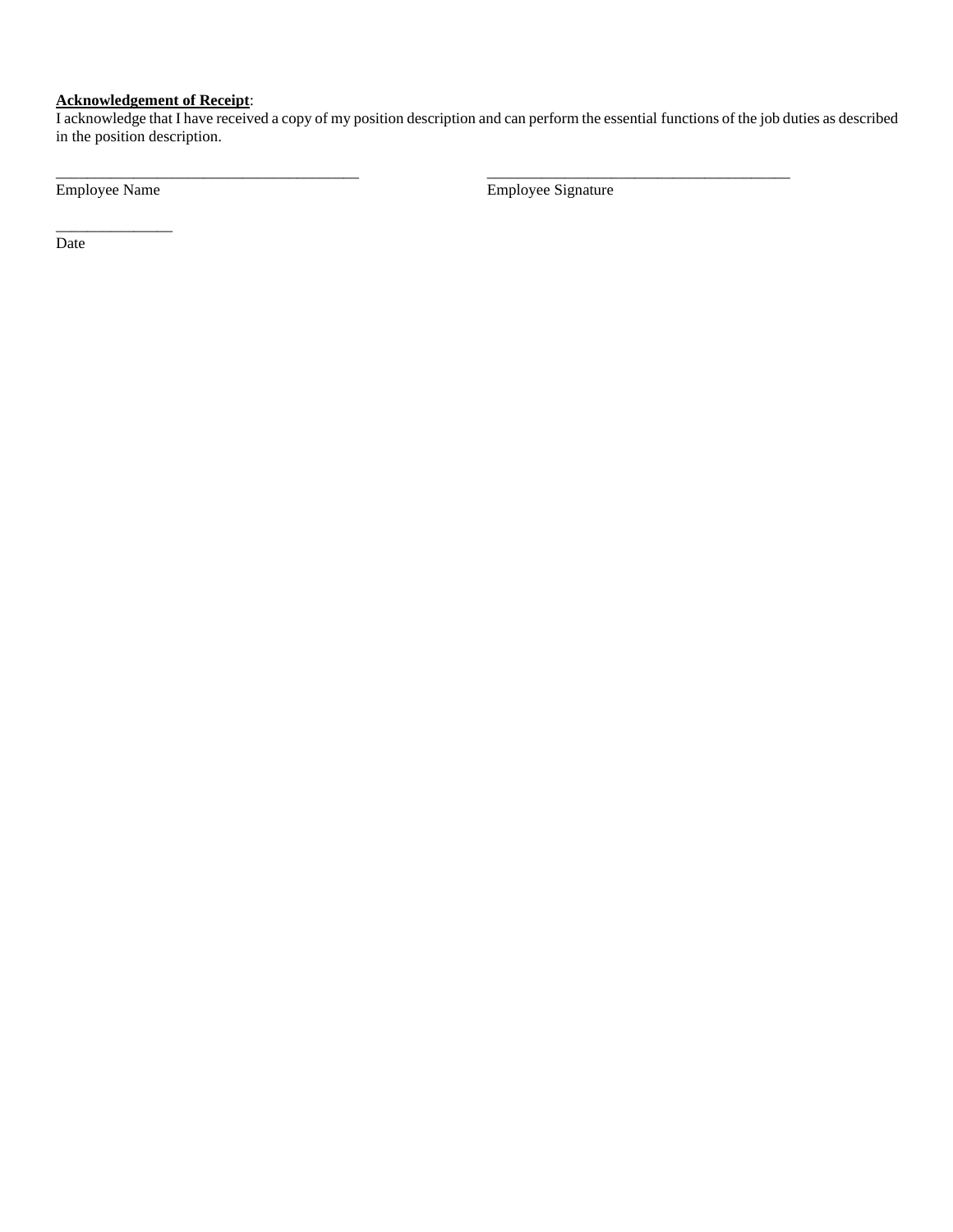**Acknowledgement of Receipt**:
I acknowledge that I have received a copy of my position description and can perform the essential functions of the job duties as described in the position description.

________________________________________ ________________________________________
Employee Name Employee Signature

_______________
Date